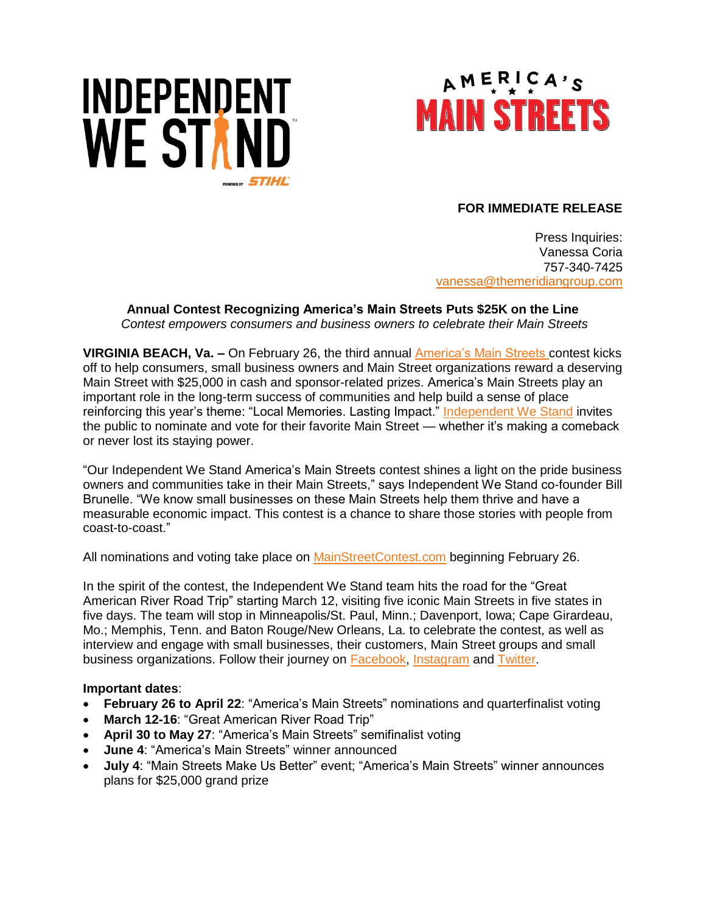INDEPENDENT WE STAND

POWERED BY STIHL

AMERICA'S MAIN STREETS

**FOR IMMEDIATE RELEASE**

Press Inquiries:
Vanessa Coria
757-340-7425
vanessa@themeridiangroup.com

**Annual Contest Recognizing America's Main Streets Puts $25K on the Line**

*Contest empowers consumers and business owners to celebrate their Main Streets*

**VIRGINIA BEACH, Va. –** On February 26, the third annual America's Main Streets contest kicks off to help consumers, small business owners and Main Street organizations reward a deserving Main Street with $25,000 in cash and sponsor-related prizes. America's Main Streets play an important role in the long-term success of communities and help build a sense of place reinforcing this year's theme: "Local Memories. Lasting Impact." Independent We Stand invites the public to nominate and vote for their favorite Main Street — whether it's making a comeback or never lost its staying power.

"Our Independent We Stand America's Main Streets contest shines a light on the pride business owners and communities take in their Main Streets," says Independent We Stand co-founder Bill Brunelle. "We know small businesses on these Main Streets help them thrive and have a measurable economic impact. This contest is a chance to share those stories with people from coast-to-coast."

All nominations and voting take place on MainStreetContest.com beginning February 26.

In the spirit of the contest, the Independent We Stand team hits the road for the "Great American River Road Trip" starting March 12, visiting five iconic Main Streets in five states in five days. The team will stop in Minneapolis/St. Paul, Minn.; Davenport, Iowa; Cape Girardeau, Mo.; Memphis, Tenn. and Baton Rouge/New Orleans, La. to celebrate the contest, as well as interview and engage with small businesses, their customers, Main Street groups and small business organizations. Follow their journey on Facebook, Instagram and Twitter.

**Important dates**:

- **February 26 to April 22**: "America's Main Streets" nominations and quarterfinalist voting
- **March 12-16**: "Great American River Road Trip"
- **April 30 to May 27**: "America's Main Streets" semifinalist voting
- **June 4**: "America's Main Streets" winner announced
- **July 4**: "Main Streets Make Us Better" event; "America's Main Streets" winner announces plans for $25,000 grand prize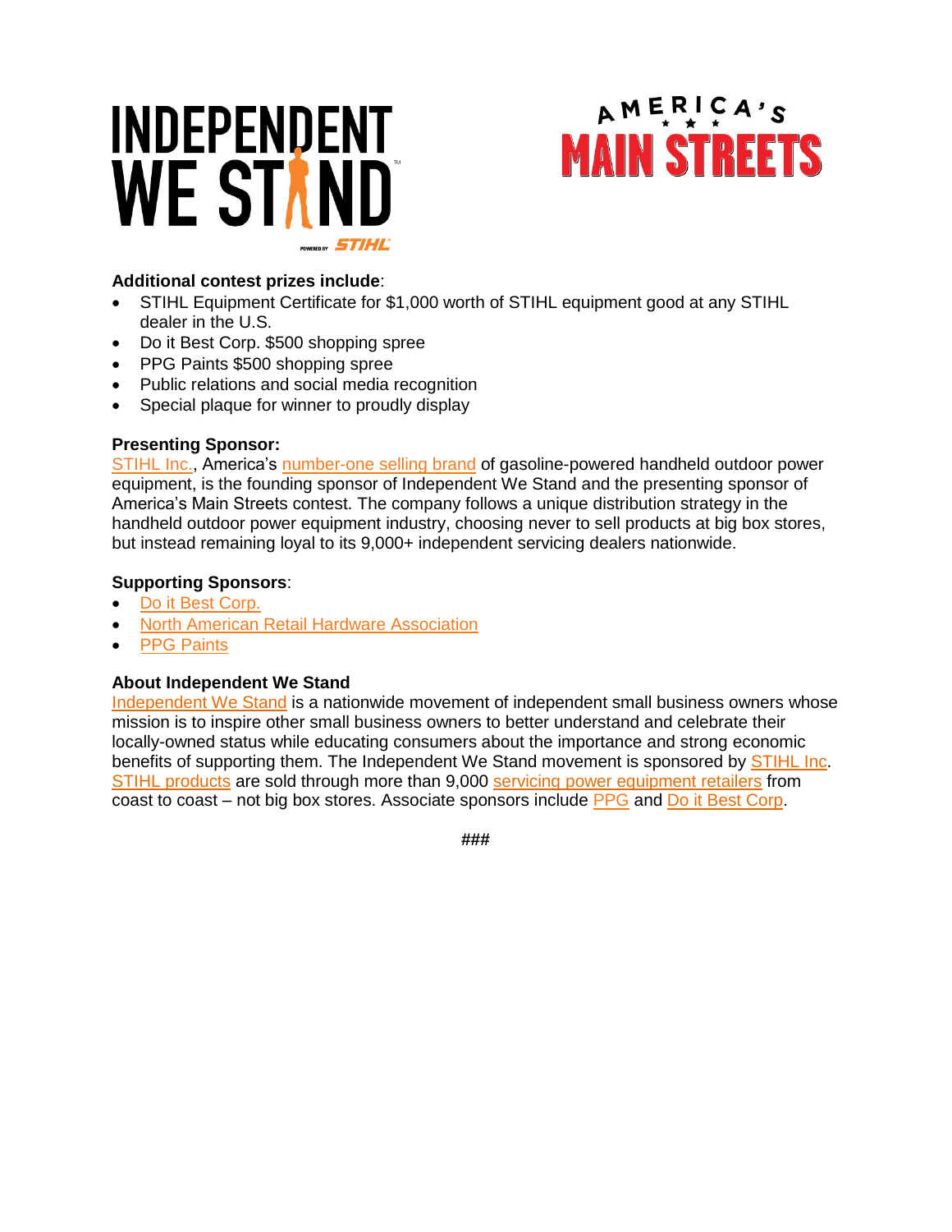**Additional contest prizes include**:

- STIHL Equipment Certificate for $1,000 worth of STIHL equipment good at any STIHL dealer in the U.S.
- Do it Best Corp. $500 shopping spree
- PPG Paints $500 shopping spree
- Public relations and social media recognition
- Special plaque for winner to proudly display

**Presenting Sponsor:**

STIHL Inc., America's number-one selling brand of gasoline-powered handheld outdoor power equipment, is the founding sponsor of Independent We Stand and the presenting sponsor of America's Main Streets contest. The company follows a unique distribution strategy in the handheld outdoor power equipment industry, choosing never to sell products at big box stores, but instead remaining loyal to its 9,000+ independent servicing dealers nationwide.

**Supporting Sponsors**:

- Do it Best Corp.
- North American Retail Hardware Association
- PPG Paints

**About Independent We Stand**

Independent We Stand is a nationwide movement of independent small business owners whose mission is to inspire other small business owners to better understand and celebrate their locally-owned status while educating consumers about the importance and strong economic benefits of supporting them. The Independent We Stand movement is sponsored by STIHL Inc. STIHL products are sold through more than 9,000 servicing power equipment retailers from coast to coast – not big box stores. Associate sponsors include PPG and Do it Best Corp.

###